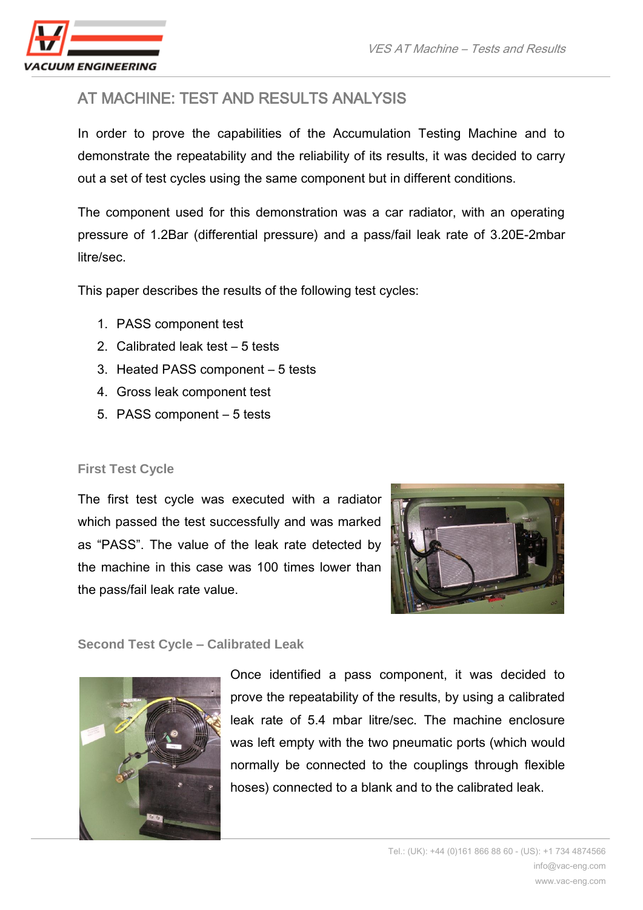# AT MACHINE: TEST AND RESULTS ANALYSIS

In order to prove the capabilities of the Accumulation Testing Machine and to demonstrate the repeatability and the reliability of its results, it was decided to carry out a set of test cycles using the same component but in different conditions.

The component used for this demonstration was a car radiator, with an operating pressure of 1.2Bar (differential pressure) and a pass/fail leak rate of 3.20E-2mbar litre/sec.

This paper describes the results of the following test cycles:

1. PASS component test
2. Calibrated leak test – 5 tests
3. Heated PASS component – 5 tests
4. Gross leak component test
5. PASS component – 5 tests

## First Test Cycle

The first test cycle was executed with a radiator which passed the test successfully and was marked as "PASS". The value of the leak rate detected by the machine in this case was 100 times lower than the pass/fail leak rate value.

## Second Test Cycle – Calibrated Leak

Once identified a pass component, it was decided to prove the repeatability of the results, by using a calibrated leak rate of 5.4 mbar litre/sec. The machine enclosure was left empty with the two pneumatic ports (which would normally be connected to the couplings through flexible hoses) connected to a blank and to the calibrated leak.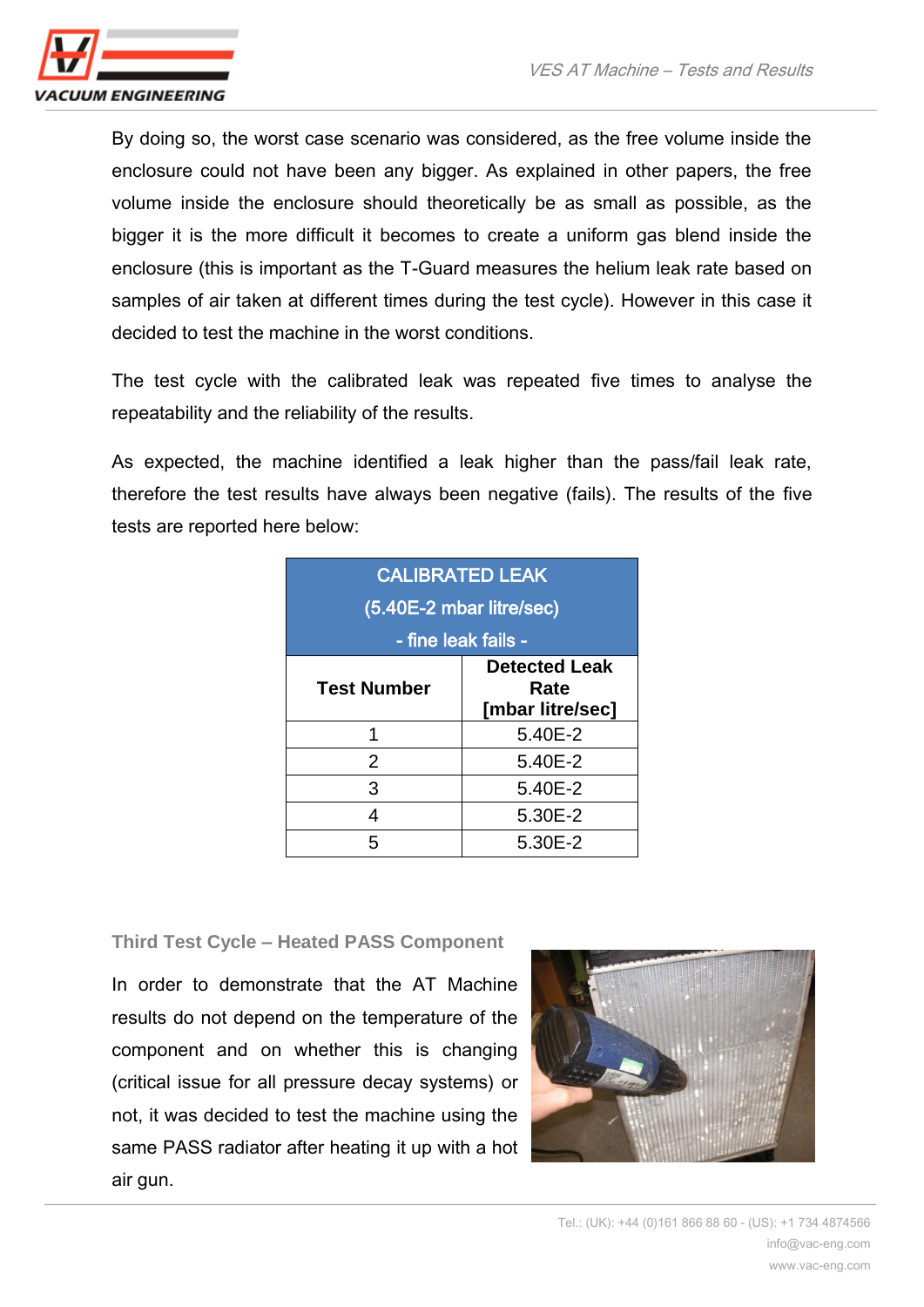By doing so, the worst case scenario was considered, as the free volume inside the enclosure could not have been any bigger. As explained in other papers, the free volume inside the enclosure should theoretically be as small as possible, as the bigger it is the more difficult it becomes to create a uniform gas blend inside the enclosure (this is important as the T-Guard measures the helium leak rate based on samples of air taken at different times during the test cycle). However in this case it decided to test the machine in the worst conditions.

The test cycle with the calibrated leak was repeated five times to analyse the repeatability and the reliability of the results.

As expected, the machine identified a leak higher than the pass/fail leak rate, therefore the test results have always been negative (fails). The results of the five tests are reported here below:

| CALIBRATED LEAK (5.40E-2 mbar litre/sec) - fine leak fails - | |
|---|---|
| **Test Number** | **Detected Leak Rate [mbar litre/sec]** |
| 1 | 5.40E-2 |
| 2 | 5.40E-2 |
| 3 | 5.40E-2 |
| 4 | 5.30E-2 |
| 5 | 5.30E-2 |

### Third Test Cycle – Heated PASS Component

In order to demonstrate that the AT Machine results do not depend on the temperature of the component and on whether this is changing (critical issue for all pressure decay systems) or not, it was decided to test the machine using the same PASS radiator after heating it up with a hot air gun.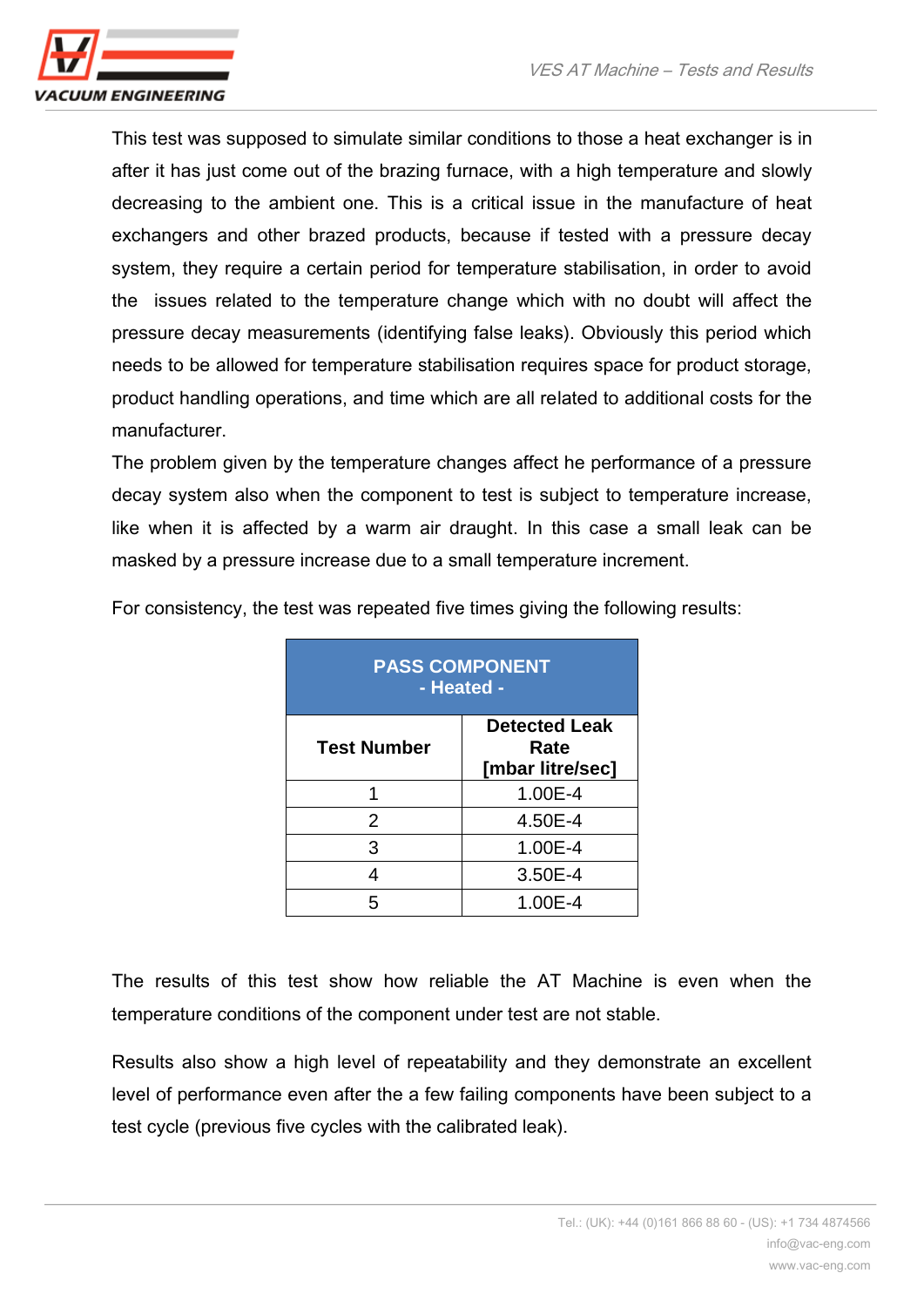This test was supposed to simulate similar conditions to those a heat exchanger is in after it has just come out of the brazing furnace, with a high temperature and slowly decreasing to the ambient one. This is a critical issue in the manufacture of heat exchangers and other brazed products, because if tested with a pressure decay system, they require a certain period for temperature stabilisation, in order to avoid the issues related to the temperature change which with no doubt will affect the pressure decay measurements (identifying false leaks). Obviously this period which needs to be allowed for temperature stabilisation requires space for product storage, product handling operations, and time which are all related to additional costs for the manufacturer.

The problem given by the temperature changes affect he performance of a pressure decay system also when the component to test is subject to temperature increase, like when it is affected by a warm air draught. In this case a small leak can be masked by a pressure increase due to a small temperature increment.

For consistency, the test was repeated five times giving the following results:

| PASS COMPONENT - Heated - | |
|---|---|
| **Test Number** | **Detected Leak Rate [mbar litre/sec]** |
| 1 | 1.00E-4 |
| 2 | 4.50E-4 |
| 3 | 1.00E-4 |
| 4 | 3.50E-4 |
| 5 | 1.00E-4 |

The results of this test show how reliable the AT Machine is even when the temperature conditions of the component under test are not stable.

Results also show a high level of repeatability and they demonstrate an excellent level of performance even after the a few failing components have been subject to a test cycle (previous five cycles with the calibrated leak).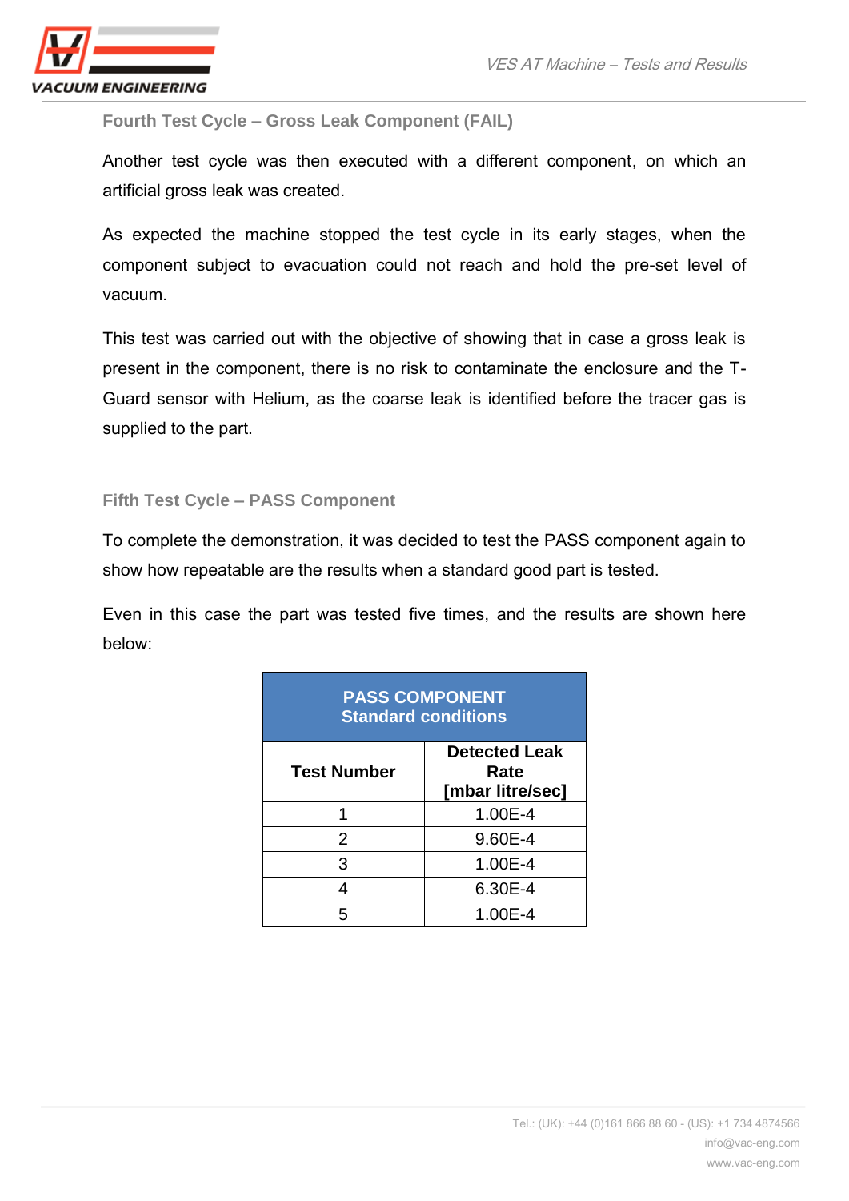### Fourth Test Cycle – Gross Leak Component (FAIL)

Another test cycle was then executed with a different component, on which an artificial gross leak was created.

As expected the machine stopped the test cycle in its early stages, when the component subject to evacuation could not reach and hold the pre-set level of vacuum.

This test was carried out with the objective of showing that in case a gross leak is present in the component, there is no risk to contaminate the enclosure and the T-Guard sensor with Helium, as the coarse leak is identified before the tracer gas is supplied to the part.

### Fifth Test Cycle – PASS Component

To complete the demonstration, it was decided to test the PASS component again to show how repeatable are the results when a standard good part is tested.

Even in this case the part was tested five times, and the results are shown here below:

| PASS COMPONENT Standard conditions | |
|---|---|
| **Test Number** | **Detected Leak Rate [mbar litre/sec]** |
| 1 | 1.00E-4 |
| 2 | 9.60E-4 |
| 3 | 1.00E-4 |
| 4 | 6.30E-4 |
| 5 | 1.00E-4 |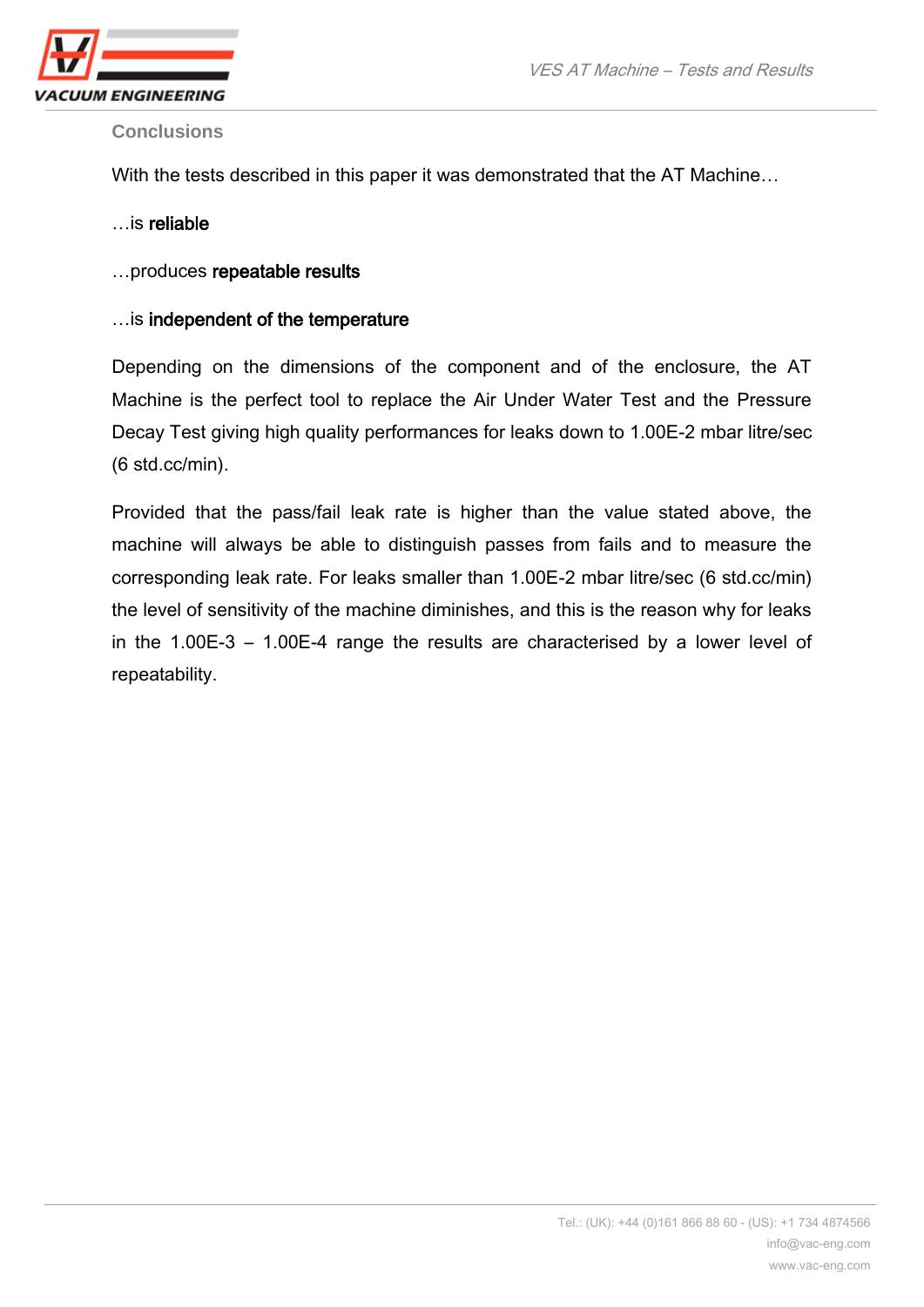## Conclusions

With the tests described in this paper it was demonstrated that the AT Machine…

…is **reliable**

…produces **repeatable results**

…is **independent of the temperature**

Depending on the dimensions of the component and of the enclosure, the AT Machine is the perfect tool to replace the Air Under Water Test and the Pressure Decay Test giving high quality performances for leaks down to 1.00E-2 mbar litre/sec (6 std.cc/min).

Provided that the pass/fail leak rate is higher than the value stated above, the machine will always be able to distinguish passes from fails and to measure the corresponding leak rate. For leaks smaller than 1.00E-2 mbar litre/sec (6 std.cc/min) the level of sensitivity of the machine diminishes, and this is the reason why for leaks in the 1.00E-3 – 1.00E-4 range the results are characterised by a lower level of repeatability.